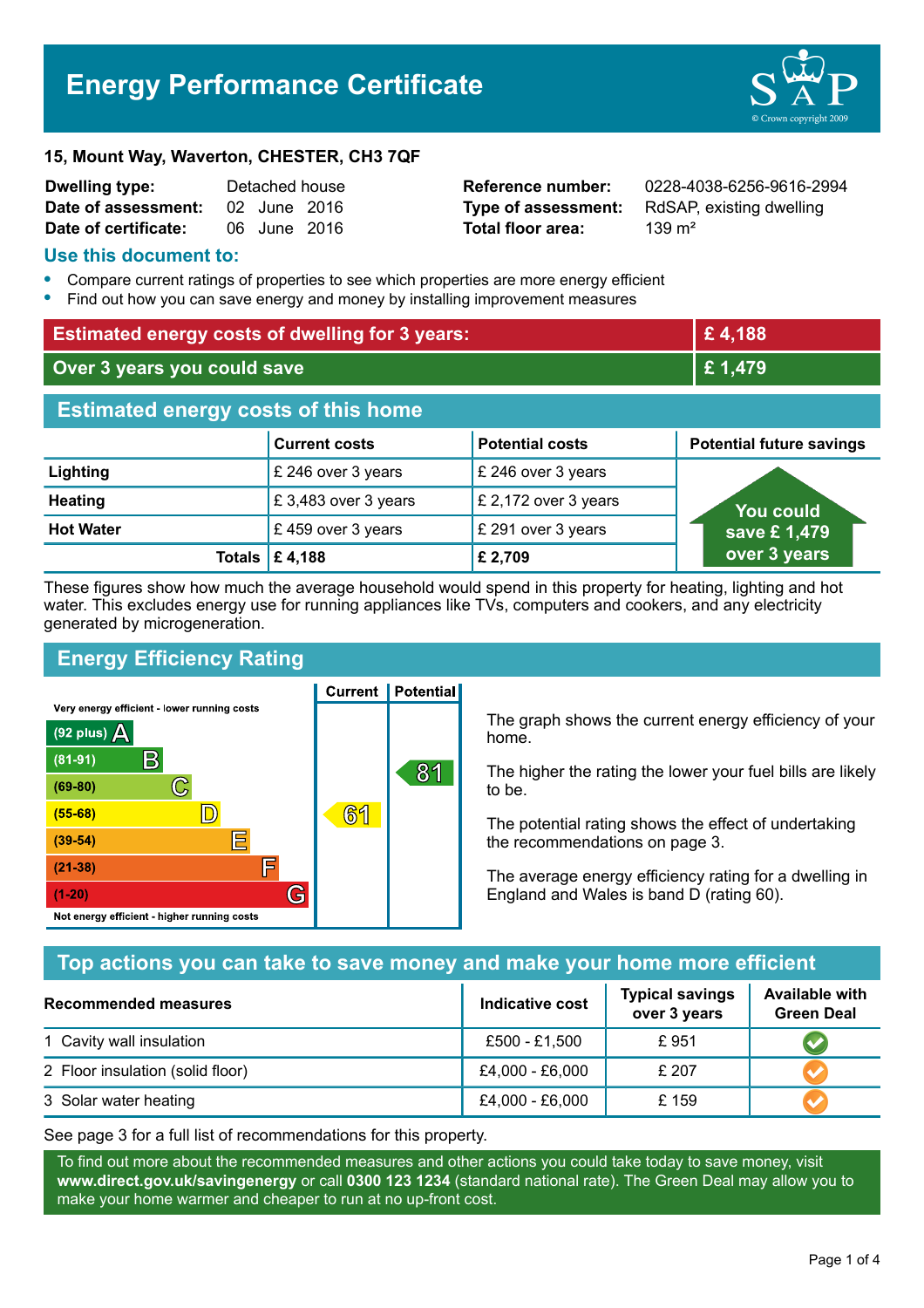# Energy Performance Certificate

**15, Mount Way, Waverton, CHESTER, CH3 7QF**

| | | | |
|---|---|---|---|
| **Dwelling type:** | Detached house | **Reference number:** | 0228-4038-6256-9616-2994 |
| **Date of assessment:** | 02 June 2016 | **Type of assessment:** | RdSAP, existing dwelling |
| **Date of certificate:** | 06 June 2016 | **Total floor area:** | 139 m² |

## Use this document to:

- Compare current ratings of properties to see which properties are more energy efficient
- Find out how you can save energy and money by installing improvement measures

| | |
|---|---|
| **Estimated energy costs of dwelling for 3 years:** | **£ 4,188** |
| **Over 3 years you could save** | **£ 1,479** |

## Estimated energy costs of this home

| | Current costs | Potential costs | Potential future savings |
|---|---|---|---|
| **Lighting** | £ 246 over 3 years | £ 246 over 3 years | You could save £ 1,479 over 3 years |
| **Heating** | £ 3,483 over 3 years | £ 2,172 over 3 years | |
| **Hot Water** | £ 459 over 3 years | £ 291 over 3 years | |
| **Totals** | **£ 4,188** | **£ 2,709** | |

These figures show how much the average household would spend in this property for heating, lighting and hot water. This excludes energy use for running appliances like TVs, computers and cookers, and any electricity generated by microgeneration.

## Energy Efficiency Rating

Very energy efficient - lower running costs

| Rating | Band | Current | Potential |
|---|---|---|---|
| (92 plus) | A | | |
| (81-91) | B | | 81 |
| (69-80) | C | | |
| (55-68) | D | 61 | |
| (39-54) | E | | |
| (21-38) | F | | |
| (1-20) | G | | |

Not energy efficient - higher running costs

The graph shows the current energy efficiency of your home.

The higher the rating the lower your fuel bills are likely to be.

The potential rating shows the effect of undertaking the recommendations on page 3.

The average energy efficiency rating for a dwelling in England and Wales is band D (rating 60).

## Top actions you can take to save money and make your home more efficient

| Recommended measures | Indicative cost | Typical savings over 3 years | Available with Green Deal |
|---|---|---|---|
| 1 Cavity wall insulation | £500 - £1,500 | £ 951 | ✓ |
| 2 Floor insulation (solid floor) | £4,000 - £6,000 | £ 207 | ✓ |
| 3 Solar water heating | £4,000 - £6,000 | £ 159 | ✓ |

See page 3 for a full list of recommendations for this property.

To find out more about the recommended measures and other actions you could take today to save money, visit **www.direct.gov.uk/savingenergy** or call **0300 123 1234** (standard national rate). The Green Deal may allow you to make your home warmer and cheaper to run at no up-front cost.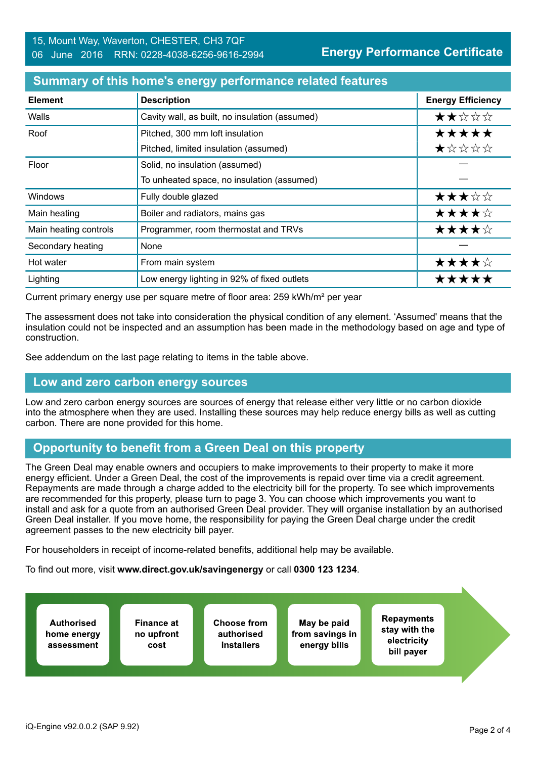15, Mount Way, Waverton, CHESTER, CH3 7QF
06 June 2016 RRN: 0228-4038-6256-9616-2994

**Energy Performance Certificate**

## Summary of this home's energy performance related features

| Element | Description | Energy Efficiency |
|---|---|---|
| Walls | Cavity wall, as built, no insulation (assumed) | ★★☆☆☆ |
| Roof | Pitched, 300 mm loft insulation | ★★★★★ |
| | Pitched, limited insulation (assumed) | ★☆☆☆☆ |
| Floor | Solid, no insulation (assumed) | — |
| | To unheated space, no insulation (assumed) | — |
| Windows | Fully double glazed | ★★★☆☆ |
| Main heating | Boiler and radiators, mains gas | ★★★★☆ |
| Main heating controls | Programmer, room thermostat and TRVs | ★★★★☆ |
| Secondary heating | None | — |
| Hot water | From main system | ★★★★☆ |
| Lighting | Low energy lighting in 92% of fixed outlets | ★★★★★ |

Current primary energy use per square metre of floor area: 259 kWh/m² per year

The assessment does not take into consideration the physical condition of any element. 'Assumed' means that the insulation could not be inspected and an assumption has been made in the methodology based on age and type of construction.

See addendum on the last page relating to items in the table above.

## Low and zero carbon energy sources

Low and zero carbon energy sources are sources of energy that release either very little or no carbon dioxide into the atmosphere when they are used. Installing these sources may help reduce energy bills as well as cutting carbon. There are none provided for this home.

## Opportunity to benefit from a Green Deal on this property

The Green Deal may enable owners and occupiers to make improvements to their property to make it more energy efficient. Under a Green Deal, the cost of the improvements is repaid over time via a credit agreement. Repayments are made through a charge added to the electricity bill for the property. To see which improvements are recommended for this property, please turn to page 3. You can choose which improvements you want to install and ask for a quote from an authorised Green Deal provider. They will organise installation by an authorised Green Deal installer. If you move home, the responsibility for paying the Green Deal charge under the credit agreement passes to the new electricity bill payer.

For householders in receipt of income-related benefits, additional help may be available.

To find out more, visit **www.direct.gov.uk/savingenergy** or call **0300 123 1234**.

- **Authorised home energy assessment**
- **Finance at no upfront cost**
- **Choose from authorised installers**
- **May be paid from savings in energy bills**
- **Repayments stay with the electricity bill payer**

iQ-Engine v92.0.0.2 (SAP 9.92)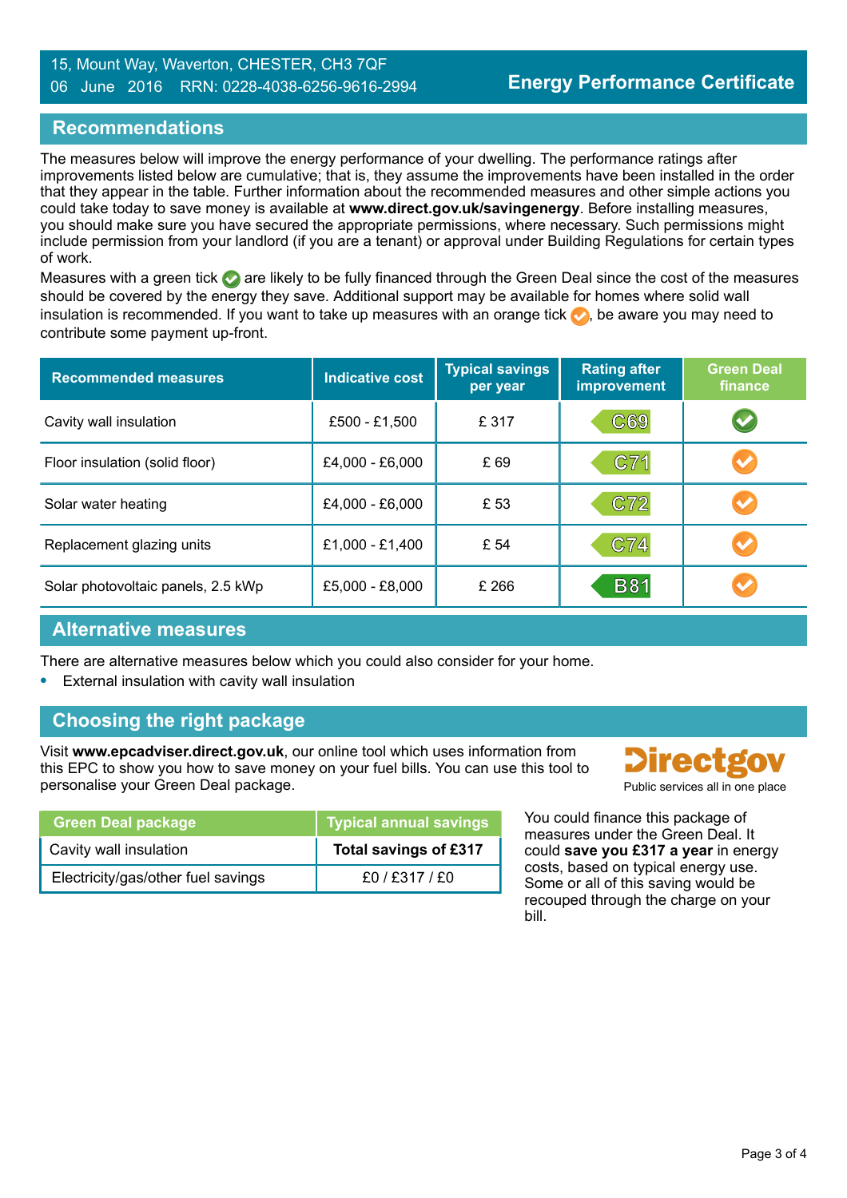15, Mount Way, Waverton, CHESTER, CH3 7QF
06 June 2016 RRN: 0228-4038-6256-9616-2994

**Energy Performance Certificate**

## Recommendations

The measures below will improve the energy performance of your dwelling. The performance ratings after improvements listed below are cumulative; that is, they assume the improvements have been installed in the order that they appear in the table. Further information about the recommended measures and other simple actions you could take today to save money is available at **www.direct.gov.uk/savingenergy**. Before installing measures, you should make sure you have secured the appropriate permissions, where necessary. Such permissions might include permission from your landlord (if you are a tenant) or approval under Building Regulations for certain types of work.

Measures with a green tick ✔ are likely to be fully financed through the Green Deal since the cost of the measures should be covered by the energy they save. Additional support may be available for homes where solid wall insulation is recommended. If you want to take up measures with an orange tick ✔, be aware you may need to contribute some payment up-front.

| Recommended measures | Indicative cost | Typical savings per year | Rating after improvement | Green Deal finance |
|---|---|---|---|---|
| Cavity wall insulation | £500 - £1,500 | £ 317 | C69 | ✔ (green) |
| Floor insulation (solid floor) | £4,000 - £6,000 | £ 69 | C71 | ✔ (orange) |
| Solar water heating | £4,000 - £6,000 | £ 53 | C72 | ✔ (orange) |
| Replacement glazing units | £1,000 - £1,400 | £ 54 | C74 | ✔ (orange) |
| Solar photovoltaic panels, 2.5 kWp | £5,000 - £8,000 | £ 266 | B81 | ✔ (orange) |

## Alternative measures

There are alternative measures below which you could also consider for your home.

- External insulation with cavity wall insulation

## Choosing the right package

Visit **www.epcadviser.direct.gov.uk**, our online tool which uses information from this EPC to show you how to save money on your fuel bills. You can use this tool to personalise your Green Deal package.

Directgov
Public services all in one place

| Green Deal package | Typical annual savings |
|---|---|
| Cavity wall insulation | **Total savings of £317** |
| Electricity/gas/other fuel savings | £0 / £317 / £0 |

You could finance this package of measures under the Green Deal. It could **save you £317 a year** in energy costs, based on typical energy use. Some or all of this saving would be recouped through the charge on your bill.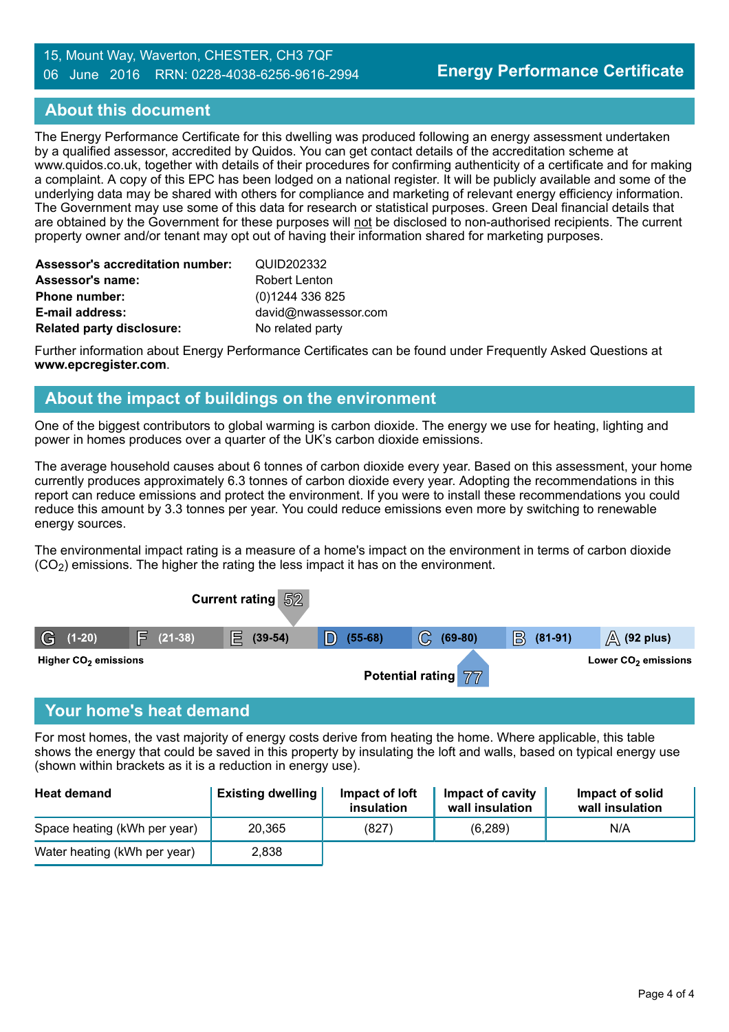15, Mount Way, Waverton, CHESTER, CH3 7QF
06 June 2016 RRN: 0228-4038-6256-9616-2994

**Energy Performance Certificate**

## About this document

The Energy Performance Certificate for this dwelling was produced following an energy assessment undertaken by a qualified assessor, accredited by Quidos. You can get contact details of the accreditation scheme at www.quidos.co.uk, together with details of their procedures for confirming authenticity of a certificate and for making a complaint. A copy of this EPC has been lodged on a national register. It will be publicly available and some of the underlying data may be shared with others for compliance and marketing of relevant energy efficiency information. The Government may use some of this data for research or statistical purposes. Green Deal financial details that are obtained by the Government for these purposes will not be disclosed to non-authorised recipients. The current property owner and/or tenant may opt out of having their information shared for marketing purposes.

| | |
|---|---|
| **Assessor's accreditation number:** | QUID202332 |
| **Assessor's name:** | Robert Lenton |
| **Phone number:** | (0)1244 336 825 |
| **E-mail address:** | david@nwassessor.com |
| **Related party disclosure:** | No related party |

Further information about Energy Performance Certificates can be found under Frequently Asked Questions at **www.epcregister.com**.

## About the impact of buildings on the environment

One of the biggest contributors to global warming is carbon dioxide. The energy we use for heating, lighting and power in homes produces over a quarter of the UK's carbon dioxide emissions.

The average household causes about 6 tonnes of carbon dioxide every year. Based on this assessment, your home currently produces approximately 6.3 tonnes of carbon dioxide every year. Adopting the recommendations in this report can reduce emissions and protect the environment. If you were to install these recommendations you could reduce this amount by 3.3 tonnes per year. You could reduce emissions even more by switching to renewable energy sources.

The environmental impact rating is a measure of a home's impact on the environment in terms of carbon dioxide ($CO_2$) emissions. The higher the rating the less impact it has on the environment.

Current rating 52

G (1-20)
F (21-38)
E (39-54)
D (55-68)
C (69-80)
B (81-91)
A (92 plus)

Higher $CO_2$ emissions
Lower $CO_2$ emissions

Potential rating 77

## Your home's heat demand

For most homes, the vast majority of energy costs derive from heating the home. Where applicable, this table shows the energy that could be saved in this property by insulating the loft and walls, based on typical energy use (shown within brackets as it is a reduction in energy use).

| Heat demand | Existing dwelling | Impact of loft insulation | Impact of cavity wall insulation | Impact of solid wall insulation |
|---|---|---|---|---|
| Space heating (kWh per year) | 20,365 | (827) | (6,289) | N/A |
| Water heating (kWh per year) | 2,838 | | | |